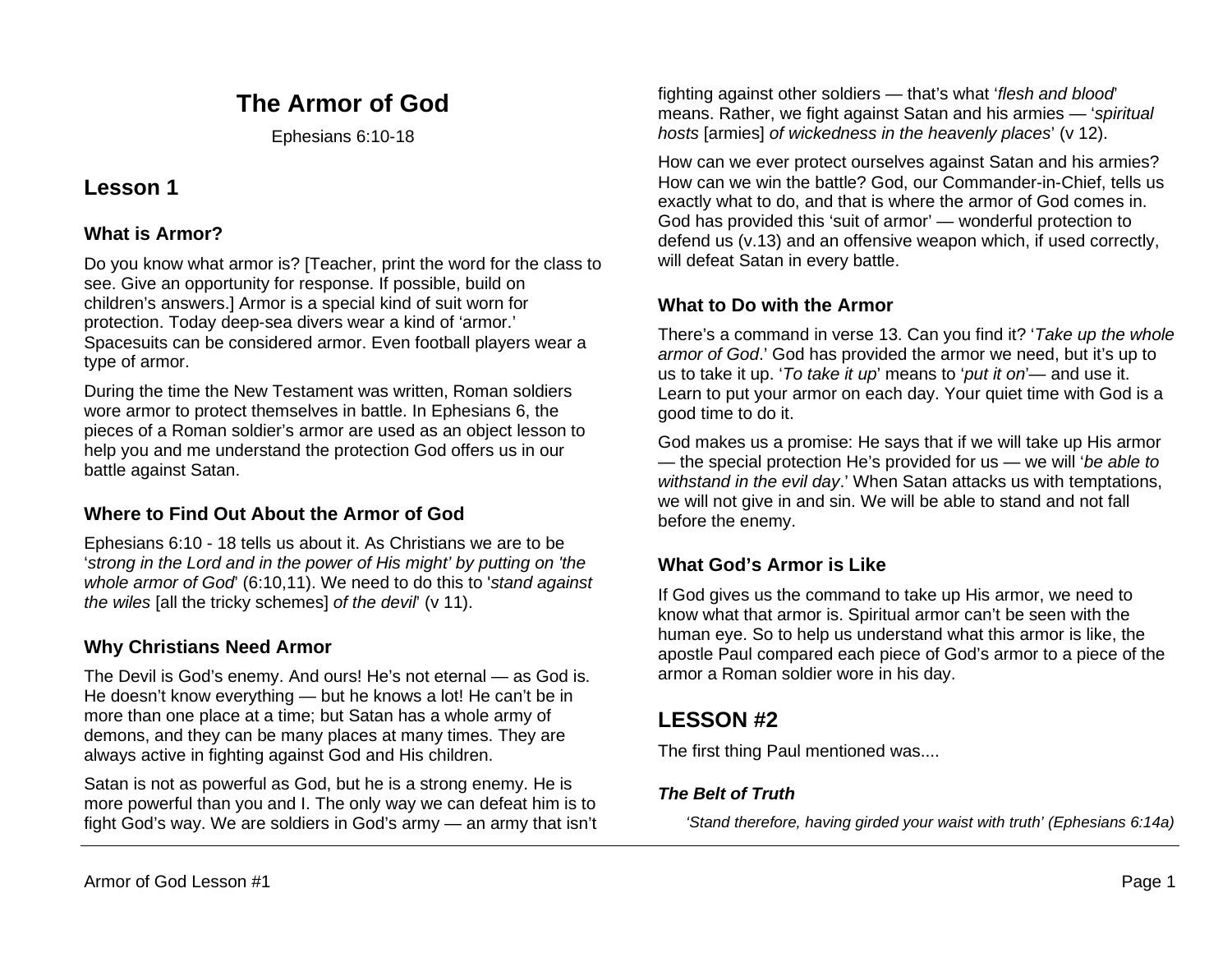# The Armor of God

Ephesians 6:10-18

## Lesson 1

### What is Armor?

Do you know what armor is? [Teacher, print the word for the class to see. Give an opportunity for response. If possible, build on children's answers.] Armor is a special kind of suit worn for protection. Today deep-sea divers wear a kind of 'armor.' Spacesuits can be considered armor. Even football players wear a type of armor.

During the time the New Testament was written, Roman soldiers wore armor to protect themselves in battle. In Ephesians 6, the pieces of a Roman soldier's armor are used as an object lesson to help you and me understand the protection God offers us in our battle against Satan.

### Where to Find Out About the Armor of God

Ephesians 6:10 - 18 tells us about it. As Christians we are to be '*strong in the Lord and in the power of His might' by putting on 'the whole armor of God*' (6:10,11). We need to do this to '*stand against the wiles* [all the tricky schemes] *of the devil*' (v 11).

### Why Christians Need Armor

The Devil is God's enemy. And ours! He's not eternal — as God is. He doesn't know everything — but he knows a lot! He can't be in more than one place at a time; but Satan has a whole army of demons, and they can be many places at many times. They are always active in fighting against God and His children.

Satan is not as powerful as God, but he is a strong enemy. He is more powerful than you and I. The only way we can defeat him is to fight God's way. We are soldiers in God's army — an army that isn't fighting against other soldiers — that's what '*flesh and blood*' means. Rather, we fight against Satan and his armies — '*spiritual hosts* [armies] *of wickedness in the heavenly places*' (v 12).

How can we ever protect ourselves against Satan and his armies? How can we win the battle? God, our Commander-in-Chief, tells us exactly what to do, and that is where the armor of God comes in. God has provided this 'suit of armor' — wonderful protection to defend us (v.13) and an offensive weapon which, if used correctly, will defeat Satan in every battle.

### What to Do with the Armor

There's a command in verse 13. Can you find it? '*Take up the whole armor of God*.' God has provided the armor we need, but it's up to us to take it up. '*To take it up*' means to '*put it on*'— and use it. Learn to put your armor on each day. Your quiet time with God is a good time to do it.

God makes us a promise: He says that if we will take up His armor — the special protection He's provided for us — we will '*be able to withstand in the evil day*.' When Satan attacks us with temptations, we will not give in and sin. We will be able to stand and not fall before the enemy.

### What God's Armor is Like

If God gives us the command to take up His armor, we need to know what that armor is. Spiritual armor can't be seen with the human eye. So to help us understand what this armor is like, the apostle Paul compared each piece of God's armor to a piece of the armor a Roman soldier wore in his day.

## LESSON #2

The first thing Paul mentioned was....

### ***The Belt of Truth***

*'Stand therefore, having girded your waist with truth' (Ephesians 6:14a)*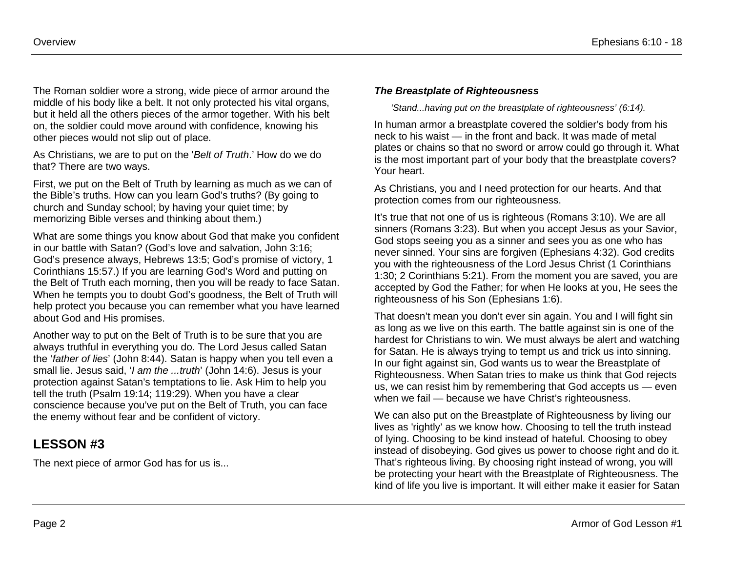The Roman soldier wore a strong, wide piece of armor around the middle of his body like a belt. It not only protected his vital organs, but it held all the others pieces of the armor together. With his belt on, the soldier could move around with confidence, knowing his other pieces would not slip out of place.

As Christians, we are to put on the '*Belt of Truth*.' How do we do that? There are two ways.

First, we put on the Belt of Truth by learning as much as we can of the Bible's truths. How can you learn God's truths? (By going to church and Sunday school; by having your quiet time; by memorizing Bible verses and thinking about them.)

What are some things you know about God that make you confident in our battle with Satan? (God's love and salvation, John 3:16; God's presence always, Hebrews 13:5; God's promise of victory, 1 Corinthians 15:57.) If you are learning God's Word and putting on the Belt of Truth each morning, then you will be ready to face Satan. When he tempts you to doubt God's goodness, the Belt of Truth will help protect you because you can remember what you have learned about God and His promises.

Another way to put on the Belt of Truth is to be sure that you are always truthful in everything you do. The Lord Jesus called Satan the '*father of lies*' (John 8:44). Satan is happy when you tell even a small lie. Jesus said, '*I am the ...truth*' (John 14:6). Jesus is your protection against Satan's temptations to lie. Ask Him to help you tell the truth (Psalm 19:14; 119:29). When you have a clear conscience because you've put on the Belt of Truth, you can face the enemy without fear and be confident of victory.

## LESSON #3

The next piece of armor God has for us is...

### *The Breastplate of Righteousness*

*'Stand...having put on the breastplate of righteousness' (6:14).*

In human armor a breastplate covered the soldier's body from his neck to his waist — in the front and back. It was made of metal plates or chains so that no sword or arrow could go through it. What is the most important part of your body that the breastplate covers? Your heart.

As Christians, you and I need protection for our hearts. And that protection comes from our righteousness.

It's true that not one of us is righteous (Romans 3:10). We are all sinners (Romans 3:23). But when you accept Jesus as your Savior, God stops seeing you as a sinner and sees you as one who has never sinned. Your sins are forgiven (Ephesians 4:32). God credits you with the righteousness of the Lord Jesus Christ (1 Corinthians 1:30; 2 Corinthians 5:21). From the moment you are saved, you are accepted by God the Father; for when He looks at you, He sees the righteousness of his Son (Ephesians 1:6).

That doesn't mean you don't ever sin again. You and I will fight sin as long as we live on this earth. The battle against sin is one of the hardest for Christians to win. We must always be alert and watching for Satan. He is always trying to tempt us and trick us into sinning. In our fight against sin, God wants us to wear the Breastplate of Righteousness. When Satan tries to make us think that God rejects us, we can resist him by remembering that God accepts us — even when we fail — because we have Christ's righteousness.

We can also put on the Breastplate of Righteousness by living our lives as 'rightly' as we know how. Choosing to tell the truth instead of lying. Choosing to be kind instead of hateful. Choosing to obey instead of disobeying. God gives us power to choose right and do it. That's righteous living. By choosing right instead of wrong, you will be protecting your heart with the Breastplate of Righteousness. The kind of life you live is important. It will either make it easier for Satan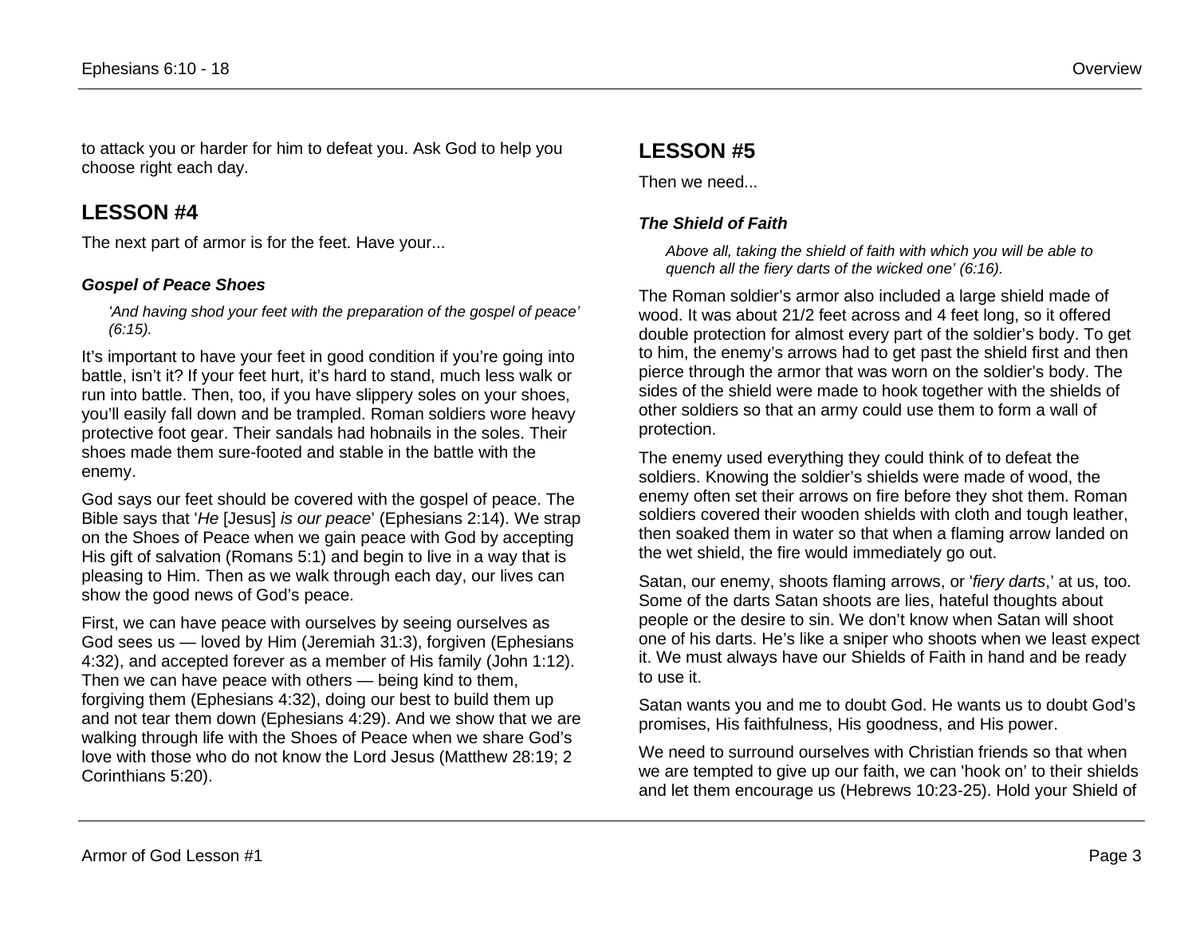to attack you or harder for him to defeat you. Ask God to help you choose right each day.

## LESSON #4

The next part of armor is for the feet. Have your...

### *Gospel of Peace Shoes*

> *'And having shod your feet with the preparation of the gospel of peace' (6:15).*

It's important to have your feet in good condition if you're going into battle, isn't it? If your feet hurt, it's hard to stand, much less walk or run into battle. Then, too, if you have slippery soles on your shoes, you'll easily fall down and be trampled. Roman soldiers wore heavy protective foot gear. Their sandals had hobnails in the soles. Their shoes made them sure-footed and stable in the battle with the enemy.

God says our feet should be covered with the gospel of peace. The Bible says that '*He* [Jesus] *is our peace*' (Ephesians 2:14). We strap on the Shoes of Peace when we gain peace with God by accepting His gift of salvation (Romans 5:1) and begin to live in a way that is pleasing to Him. Then as we walk through each day, our lives can show the good news of God's peace.

First, we can have peace with ourselves by seeing ourselves as God sees us — loved by Him (Jeremiah 31:3), forgiven (Ephesians 4:32), and accepted forever as a member of His family (John 1:12). Then we can have peace with others — being kind to them, forgiving them (Ephesians 4:32), doing our best to build them up and not tear them down (Ephesians 4:29). And we show that we are walking through life with the Shoes of Peace when we share God's love with those who do not know the Lord Jesus (Matthew 28:19; 2 Corinthians 5:20).

## LESSON #5

Then we need...

### *The Shield of Faith*

> *Above all, taking the shield of faith with which you will be able to quench all the fiery darts of the wicked one' (6:16).*

The Roman soldier's armor also included a large shield made of wood. It was about 21/2 feet across and 4 feet long, so it offered double protection for almost every part of the soldier's body. To get to him, the enemy's arrows had to get past the shield first and then pierce through the armor that was worn on the soldier's body. The sides of the shield were made to hook together with the shields of other soldiers so that an army could use them to form a wall of protection.

The enemy used everything they could think of to defeat the soldiers. Knowing the soldier's shields were made of wood, the enemy often set their arrows on fire before they shot them. Roman soldiers covered their wooden shields with cloth and tough leather, then soaked them in water so that when a flaming arrow landed on the wet shield, the fire would immediately go out.

Satan, our enemy, shoots flaming arrows, or '*fiery darts*,' at us, too. Some of the darts Satan shoots are lies, hateful thoughts about people or the desire to sin. We don't know when Satan will shoot one of his darts. He's like a sniper who shoots when we least expect it. We must always have our Shields of Faith in hand and be ready to use it.

Satan wants you and me to doubt God. He wants us to doubt God's promises, His faithfulness, His goodness, and His power.

We need to surround ourselves with Christian friends so that when we are tempted to give up our faith, we can 'hook on' to their shields and let them encourage us (Hebrews 10:23-25). Hold your Shield of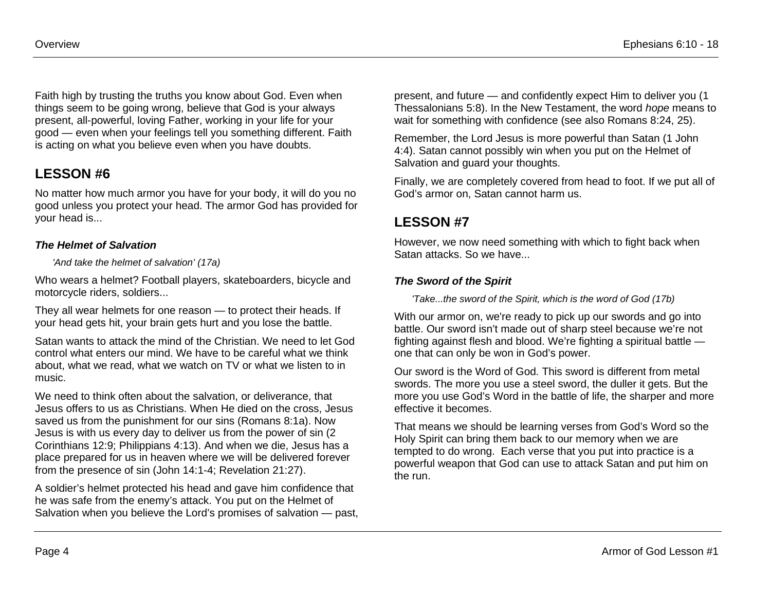Faith high by trusting the truths you know about God. Even when things seem to be going wrong, believe that God is your always present, all-powerful, loving Father, working in your life for your good — even when your feelings tell you something different. Faith is acting on what you believe even when you have doubts.

## LESSON #6

No matter how much armor you have for your body, it will do you no good unless you protect your head. The armor God has provided for your head is...

### *The Helmet of Salvation*

*'And take the helmet of salvation' (17a)*

Who wears a helmet? Football players, skateboarders, bicycle and motorcycle riders, soldiers...

They all wear helmets for one reason — to protect their heads. If your head gets hit, your brain gets hurt and you lose the battle.

Satan wants to attack the mind of the Christian. We need to let God control what enters our mind. We have to be careful what we think about, what we read, what we watch on TV or what we listen to in music.

We need to think often about the salvation, or deliverance, that Jesus offers to us as Christians. When He died on the cross, Jesus saved us from the punishment for our sins (Romans 8:1a). Now Jesus is with us every day to deliver us from the power of sin (2 Corinthians 12:9; Philippians 4:13). And when we die, Jesus has a place prepared for us in heaven where we will be delivered forever from the presence of sin (John 14:1-4; Revelation 21:27).

A soldier's helmet protected his head and gave him confidence that he was safe from the enemy's attack. You put on the Helmet of Salvation when you believe the Lord's promises of salvation — past, present, and future — and confidently expect Him to deliver you (1 Thessalonians 5:8). In the New Testament, the word *hope* means to wait for something with confidence (see also Romans 8:24, 25).

Remember, the Lord Jesus is more powerful than Satan (1 John 4:4). Satan cannot possibly win when you put on the Helmet of Salvation and guard your thoughts.

Finally, we are completely covered from head to foot. If we put all of God's armor on, Satan cannot harm us.

## LESSON #7

However, we now need something with which to fight back when Satan attacks. So we have...

### *The Sword of the Spirit*

*'Take...the sword of the Spirit, which is the word of God (17b)*

With our armor on, we're ready to pick up our swords and go into battle. Our sword isn't made out of sharp steel because we're not fighting against flesh and blood. We're fighting a spiritual battle — one that can only be won in God's power.

Our sword is the Word of God. This sword is different from metal swords. The more you use a steel sword, the duller it gets. But the more you use God's Word in the battle of life, the sharper and more effective it becomes.

That means we should be learning verses from God's Word so the Holy Spirit can bring them back to our memory when we are tempted to do wrong. Each verse that you put into practice is a powerful weapon that God can use to attack Satan and put him on the run.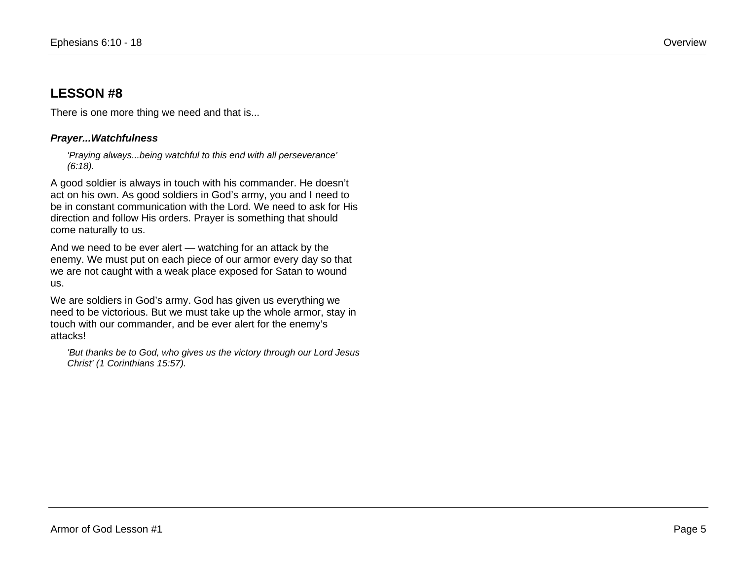## LESSON #8

There is one more thing we need and that is...

***Prayer...Watchfulness***

> *'Praying always...being watchful to this end with all perseverance' (6:18).*

A good soldier is always in touch with his commander. He doesn't act on his own. As good soldiers in God's army, you and I need to be in constant communication with the Lord. We need to ask for His direction and follow His orders. Prayer is something that should come naturally to us.

And we need to be ever alert — watching for an attack by the enemy. We must put on each piece of our armor every day so that we are not caught with a weak place exposed for Satan to wound us.

We are soldiers in God's army. God has given us everything we need to be victorious. But we must take up the whole armor, stay in touch with our commander, and be ever alert for the enemy's attacks!

> *'But thanks be to God, who gives us the victory through our Lord Jesus Christ' (1 Corinthians 15:57).*